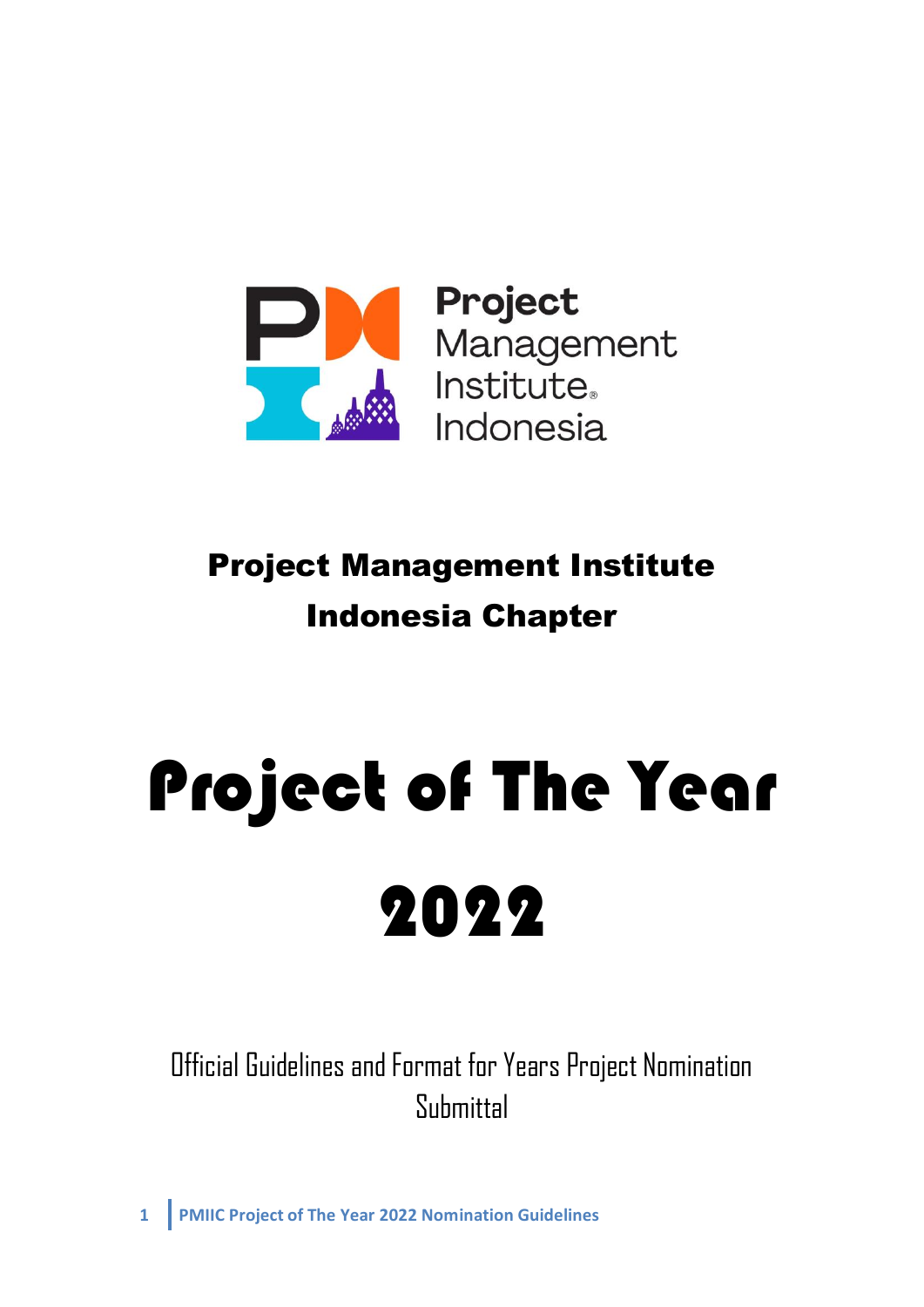Project Management Institute Indonesia

# Project Management Institute Indonesia Chapter

# Project of The Year 2022

Official Guidelines and Format for Years Project Nomination Submittal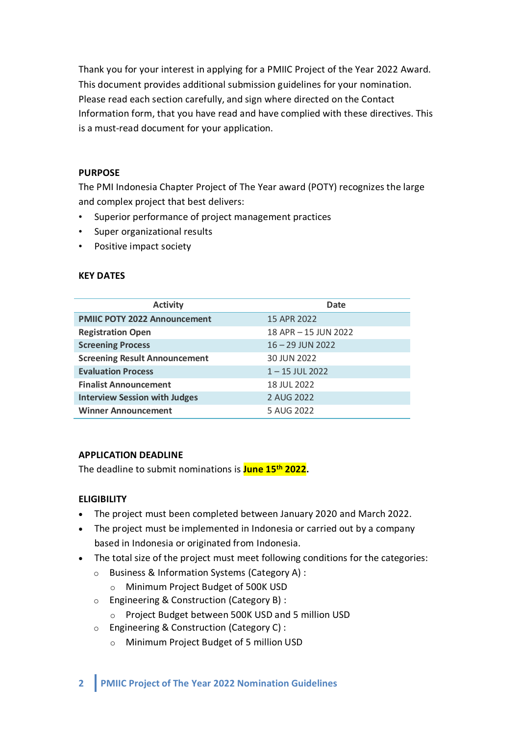Thank you for your interest in applying for a PMIIC Project of the Year 2022 Award. This document provides additional submission guidelines for your nomination. Please read each section carefully, and sign where directed on the Contact Information form, that you have read and have complied with these directives. This is a must-read document for your application.

## PURPOSE

The PMI Indonesia Chapter Project of The Year award (POTY) recognizes the large and complex project that best delivers:

- Superior performance of project management practices
- Super organizational results
- Positive impact society

## KEY DATES

| Activity | Date |
|---|---|
| **PMIIC POTY 2022 Announcement** | 15 APR 2022 |
| **Registration Open** | 18 APR – 15 JUN 2022 |
| **Screening Process** | 16 – 29 JUN 2022 |
| **Screening Result Announcement** | 30 JUN 2022 |
| **Evaluation Process** | 1 – 15 JUL 2022 |
| **Finalist Announcement** | 18 JUL 2022 |
| **Interview Session with Judges** | 2 AUG 2022 |
| **Winner Announcement** | 5 AUG 2022 |

## APPLICATION DEADLINE

The deadline to submit nominations is **June 15th 2022**.

## ELIGIBILITY

- The project must been completed between January 2020 and March 2022.
- The project must be implemented in Indonesia or carried out by a company based in Indonesia or originated from Indonesia.
- The total size of the project must meet following conditions for the categories:
  - Business & Information Systems (Category A) :
    - Minimum Project Budget of 500K USD
  - Engineering & Construction (Category B) :
    - Project Budget between 500K USD and 5 million USD
  - Engineering & Construction (Category C) :
    - Minimum Project Budget of 5 million USD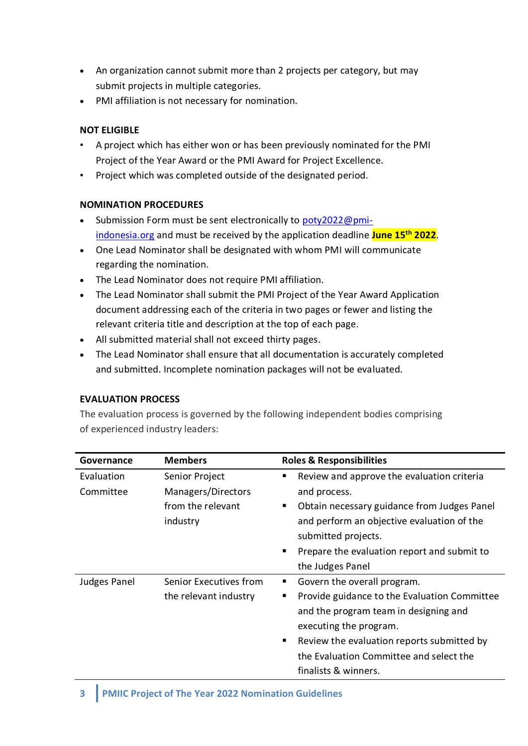- An organization cannot submit more than 2 projects per category, but may submit projects in multiple categories.
- PMI affiliation is not necessary for nomination.

**NOT ELIGIBLE**

- A project which has either won or has been previously nominated for the PMI Project of the Year Award or the PMI Award for Project Excellence.
- Project which was completed outside of the designated period.

**NOMINATION PROCEDURES**

- Submission Form must be sent electronically to [poty2022@pmi-indonesia.org](mailto:poty2022@pmi-indonesia.org) and must be received by the application deadline **June 15th 2022**.
- One Lead Nominator shall be designated with whom PMI will communicate regarding the nomination.
- The Lead Nominator does not require PMI affiliation.
- The Lead Nominator shall submit the PMI Project of the Year Award Application document addressing each of the criteria in two pages or fewer and listing the relevant criteria title and description at the top of each page.
- All submitted material shall not exceed thirty pages.
- The Lead Nominator shall ensure that all documentation is accurately completed and submitted. Incomplete nomination packages will not be evaluated.

**EVALUATION PROCESS**

The evaluation process is governed by the following independent bodies comprising of experienced industry leaders:

| Governance | Members | Roles & Responsibilities |
|---|---|---|
| Evaluation Committee | Senior Project Managers/Directors from the relevant industry | ▪ Review and approve the evaluation criteria and process.<br>▪ Obtain necessary guidance from Judges Panel and perform an objective evaluation of the submitted projects.<br>▪ Prepare the evaluation report and submit to the Judges Panel |
| Judges Panel | Senior Executives from the relevant industry | ▪ Govern the overall program.<br>▪ Provide guidance to the Evaluation Committee and the program team in designing and executing the program.<br>▪ Review the evaluation reports submitted by the Evaluation Committee and select the finalists & winners. |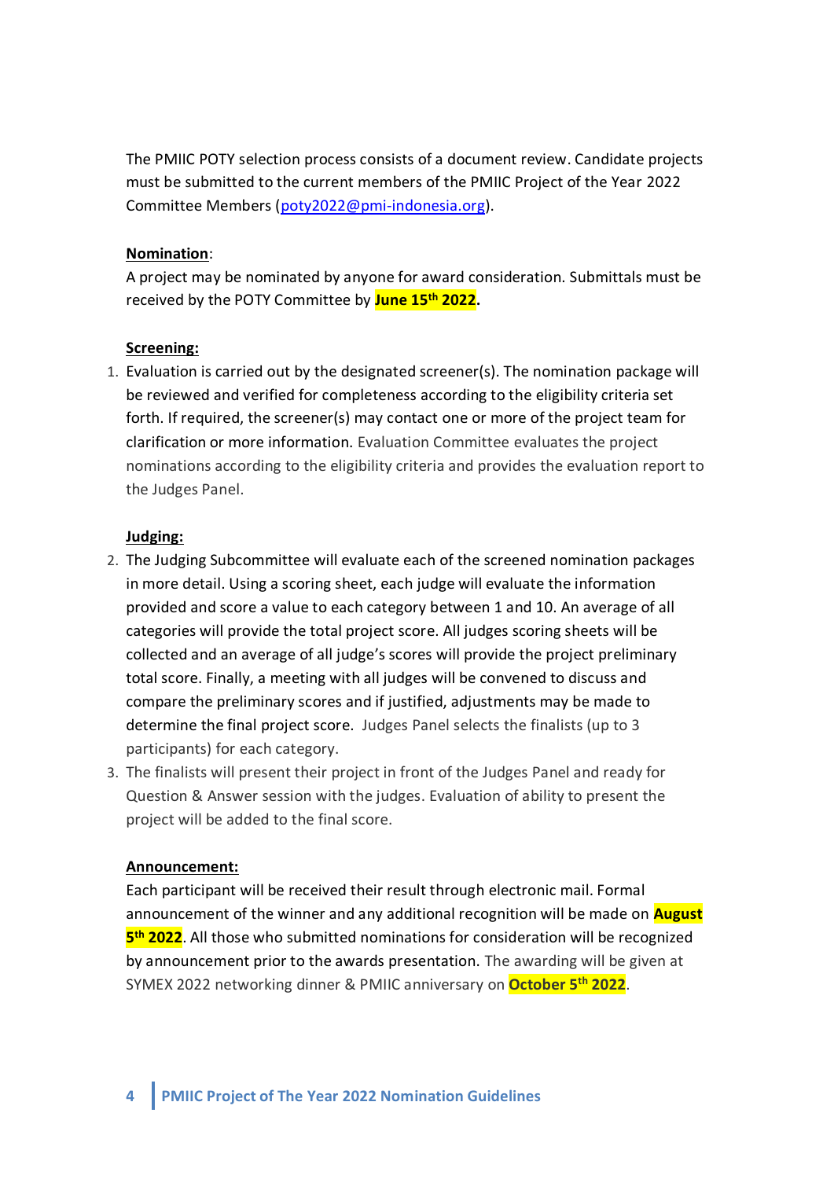The PMIIC POTY selection process consists of a document review. Candidate projects must be submitted to the current members of the PMIIC Project of the Year 2022 Committee Members (poty2022@pmi-indonesia.org).

**Nomination**:

A project may be nominated by anyone for award consideration. Submittals must be received by the POTY Committee by **June 15th 2022.**

**Screening:**

1. Evaluation is carried out by the designated screener(s). The nomination package will be reviewed and verified for completeness according to the eligibility criteria set forth. If required, the screener(s) may contact one or more of the project team for clarification or more information. Evaluation Committee evaluates the project nominations according to the eligibility criteria and provides the evaluation report to the Judges Panel.

**Judging:**

2. The Judging Subcommittee will evaluate each of the screened nomination packages in more detail. Using a scoring sheet, each judge will evaluate the information provided and score a value to each category between 1 and 10. An average of all categories will provide the total project score. All judges scoring sheets will be collected and an average of all judge's scores will provide the project preliminary total score. Finally, a meeting with all judges will be convened to discuss and compare the preliminary scores and if justified, adjustments may be made to determine the final project score. Judges Panel selects the finalists (up to 3 participants) for each category.
3. The finalists will present their project in front of the Judges Panel and ready for Question & Answer session with the judges. Evaluation of ability to present the project will be added to the final score.

**Announcement:**

Each participant will be received their result through electronic mail. Formal announcement of the winner and any additional recognition will be made on **August 5th 2022**. All those who submitted nominations for consideration will be recognized by announcement prior to the awards presentation. The awarding will be given at SYMEX 2022 networking dinner & PMIIC anniversary on **October 5th 2022**.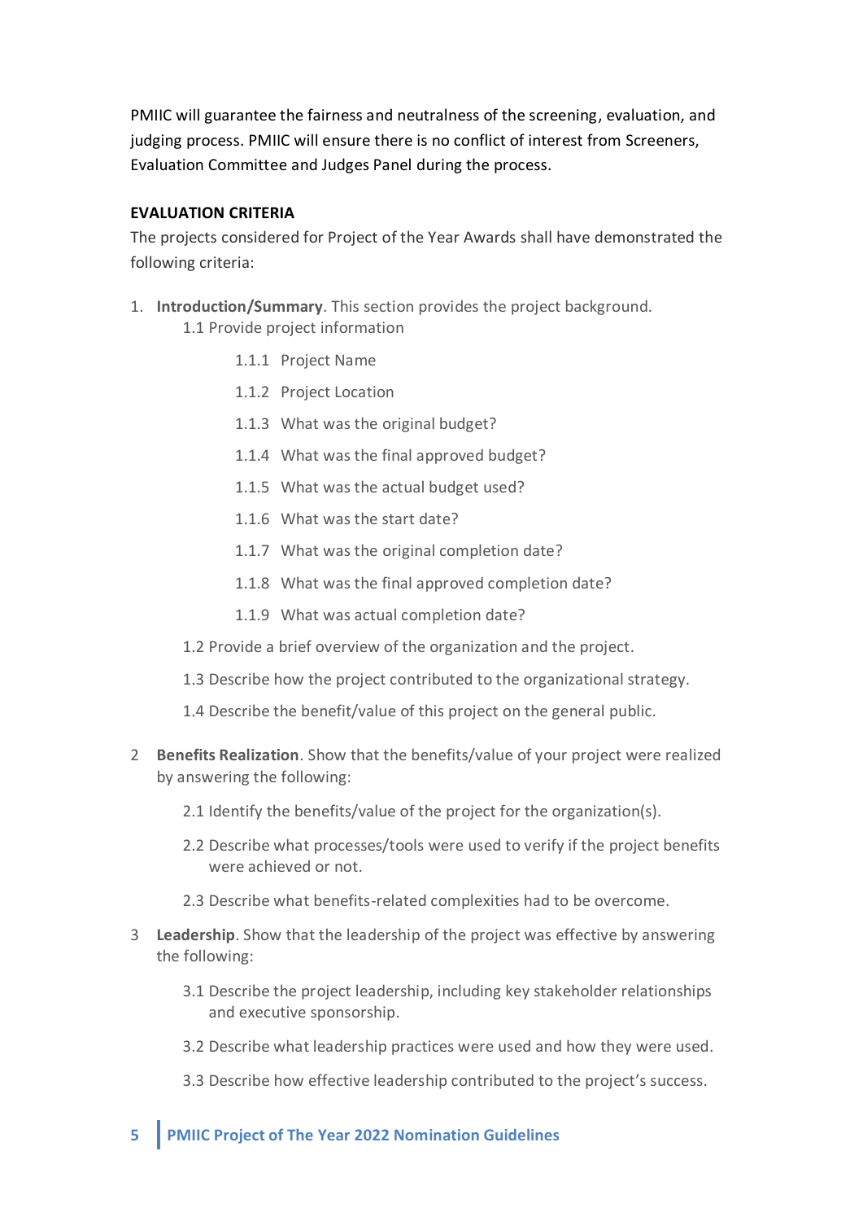PMIIC will guarantee the fairness and neutralness of the screening, evaluation, and judging process. PMIIC will ensure there is no conflict of interest from Screeners, Evaluation Committee and Judges Panel during the process.

**EVALUATION CRITERIA**

The projects considered for Project of the Year Awards shall have demonstrated the following criteria:

1. **Introduction/Summary**. This section provides the project background.
   - 1.1 Provide project information
     - 1.1.1 Project Name
     - 1.1.2 Project Location
     - 1.1.3 What was the original budget?
     - 1.1.4 What was the final approved budget?
     - 1.1.5 What was the actual budget used?
     - 1.1.6 What was the start date?
     - 1.1.7 What was the original completion date?
     - 1.1.8 What was the final approved completion date?
     - 1.1.9 What was actual completion date?
   - 1.2 Provide a brief overview of the organization and the project.
   - 1.3 Describe how the project contributed to the organizational strategy.
   - 1.4 Describe the benefit/value of this project on the general public.

2. **Benefits Realization**. Show that the benefits/value of your project were realized by answering the following:
   - 2.1 Identify the benefits/value of the project for the organization(s).
   - 2.2 Describe what processes/tools were used to verify if the project benefits were achieved or not.
   - 2.3 Describe what benefits-related complexities had to be overcome.

3. **Leadership**. Show that the leadership of the project was effective by answering the following:
   - 3.1 Describe the project leadership, including key stakeholder relationships and executive sponsorship.
   - 3.2 Describe what leadership practices were used and how they were used.
   - 3.3 Describe how effective leadership contributed to the project's success.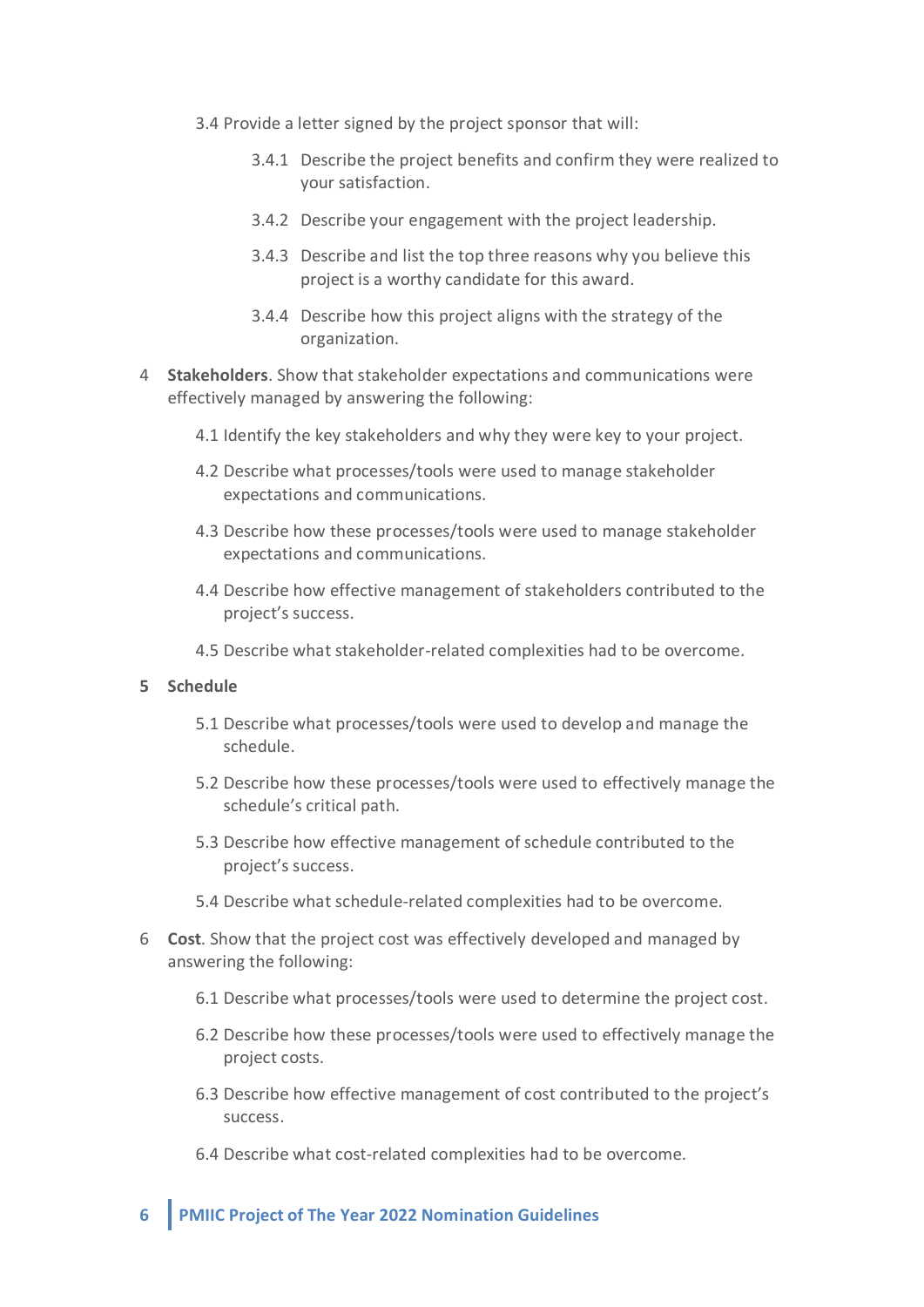3.4 Provide a letter signed by the project sponsor that will:

3.4.1 Describe the project benefits and confirm they were realized to your satisfaction.

3.4.2 Describe your engagement with the project leadership.

3.4.3 Describe and list the top three reasons why you believe this project is a worthy candidate for this award.

3.4.4 Describe how this project aligns with the strategy of the organization.

4 **Stakeholders**. Show that stakeholder expectations and communications were effectively managed by answering the following:

4.1 Identify the key stakeholders and why they were key to your project.

4.2 Describe what processes/tools were used to manage stakeholder expectations and communications.

4.3 Describe how these processes/tools were used to manage stakeholder expectations and communications.

4.4 Describe how effective management of stakeholders contributed to the project's success.

4.5 Describe what stakeholder-related complexities had to be overcome.

5 **Schedule**

5.1 Describe what processes/tools were used to develop and manage the schedule.

5.2 Describe how these processes/tools were used to effectively manage the schedule's critical path.

5.3 Describe how effective management of schedule contributed to the project's success.

5.4 Describe what schedule-related complexities had to be overcome.

6 **Cost**. Show that the project cost was effectively developed and managed by answering the following:

6.1 Describe what processes/tools were used to determine the project cost.

6.2 Describe how these processes/tools were used to effectively manage the project costs.

6.3 Describe how effective management of cost contributed to the project's success.

6.4 Describe what cost-related complexities had to be overcome.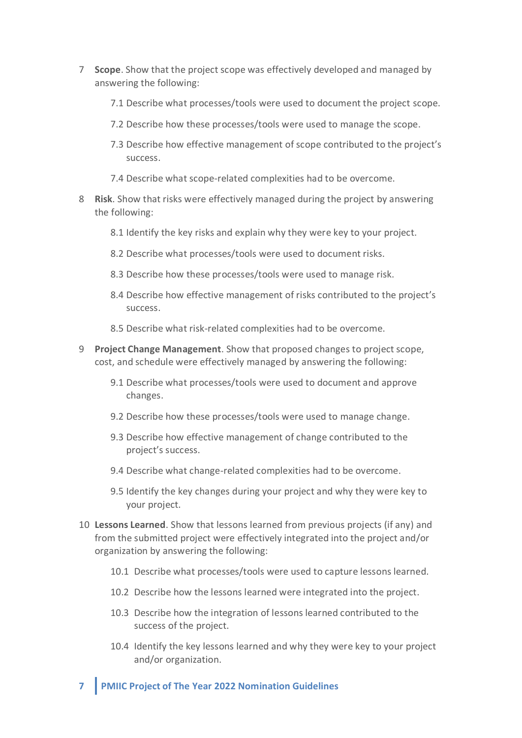7. **Scope**. Show that the project scope was effectively developed and managed by answering the following:

   7.1 Describe what processes/tools were used to document the project scope.

   7.2 Describe how these processes/tools were used to manage the scope.

   7.3 Describe how effective management of scope contributed to the project's success.

   7.4 Describe what scope-related complexities had to be overcome.

8. **Risk**. Show that risks were effectively managed during the project by answering the following:

   8.1 Identify the key risks and explain why they were key to your project.

   8.2 Describe what processes/tools were used to document risks.

   8.3 Describe how these processes/tools were used to manage risk.

   8.4 Describe how effective management of risks contributed to the project's success.

   8.5 Describe what risk-related complexities had to be overcome.

9. **Project Change Management**. Show that proposed changes to project scope, cost, and schedule were effectively managed by answering the following:

   9.1 Describe what processes/tools were used to document and approve changes.

   9.2 Describe how these processes/tools were used to manage change.

   9.3 Describe how effective management of change contributed to the project's success.

   9.4 Describe what change-related complexities had to be overcome.

   9.5 Identify the key changes during your project and why they were key to your project.

10. **Lessons Learned**. Show that lessons learned from previous projects (if any) and from the submitted project were effectively integrated into the project and/or organization by answering the following:

    10.1 Describe what processes/tools were used to capture lessons learned.

    10.2 Describe how the lessons learned were integrated into the project.

    10.3 Describe how the integration of lessons learned contributed to the success of the project.

    10.4 Identify the key lessons learned and why they were key to your project and/or organization.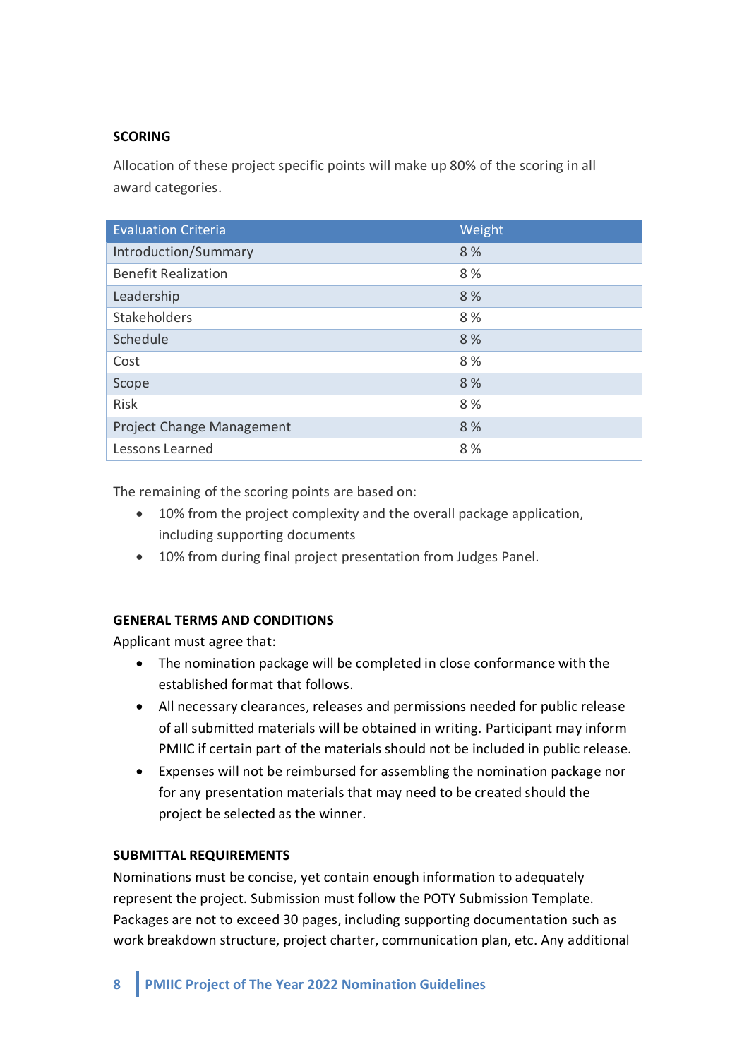## SCORING

Allocation of these project specific points will make up 80% of the scoring in all award categories.

| Evaluation Criteria | Weight |
|---|---|
| Introduction/Summary | 8 % |
| Benefit Realization | 8 % |
| Leadership | 8 % |
| Stakeholders | 8 % |
| Schedule | 8 % |
| Cost | 8 % |
| Scope | 8 % |
| Risk | 8 % |
| Project Change Management | 8 % |
| Lessons Learned | 8 % |

The remaining of the scoring points are based on:

- 10% from the project complexity and the overall package application, including supporting documents
- 10% from during final project presentation from Judges Panel.

## GENERAL TERMS AND CONDITIONS

Applicant must agree that:

- The nomination package will be completed in close conformance with the established format that follows.
- All necessary clearances, releases and permissions needed for public release of all submitted materials will be obtained in writing. Participant may inform PMIIC if certain part of the materials should not be included in public release.
- Expenses will not be reimbursed for assembling the nomination package nor for any presentation materials that may need to be created should the project be selected as the winner.

## SUBMITTAL REQUIREMENTS

Nominations must be concise, yet contain enough information to adequately represent the project. Submission must follow the POTY Submission Template. Packages are not to exceed 30 pages, including supporting documentation such as work breakdown structure, project charter, communication plan, etc. Any additional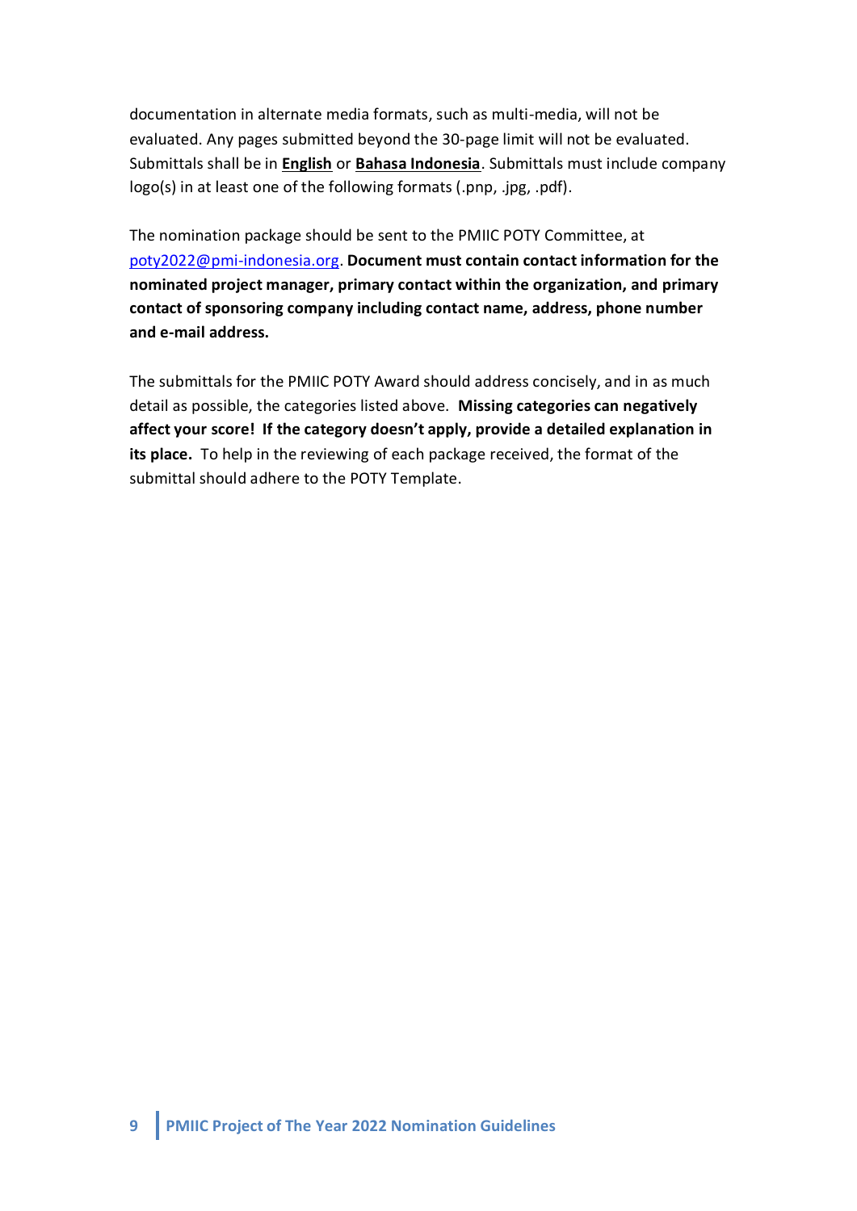documentation in alternate media formats, such as multi-media, will not be evaluated. Any pages submitted beyond the 30-page limit will not be evaluated. Submittals shall be in **English** or **Bahasa Indonesia**. Submittals must include company logo(s) in at least one of the following formats (.pnp, .jpg, .pdf).

The nomination package should be sent to the PMIIC POTY Committee, at poty2022@pmi-indonesia.org. **Document must contain contact information for the nominated project manager, primary contact within the organization, and primary contact of sponsoring company including contact name, address, phone number and e-mail address.**

The submittals for the PMIIC POTY Award should address concisely, and in as much detail as possible, the categories listed above. **Missing categories can negatively affect your score! If the category doesn't apply, provide a detailed explanation in its place.** To help in the reviewing of each package received, the format of the submittal should adhere to the POTY Template.